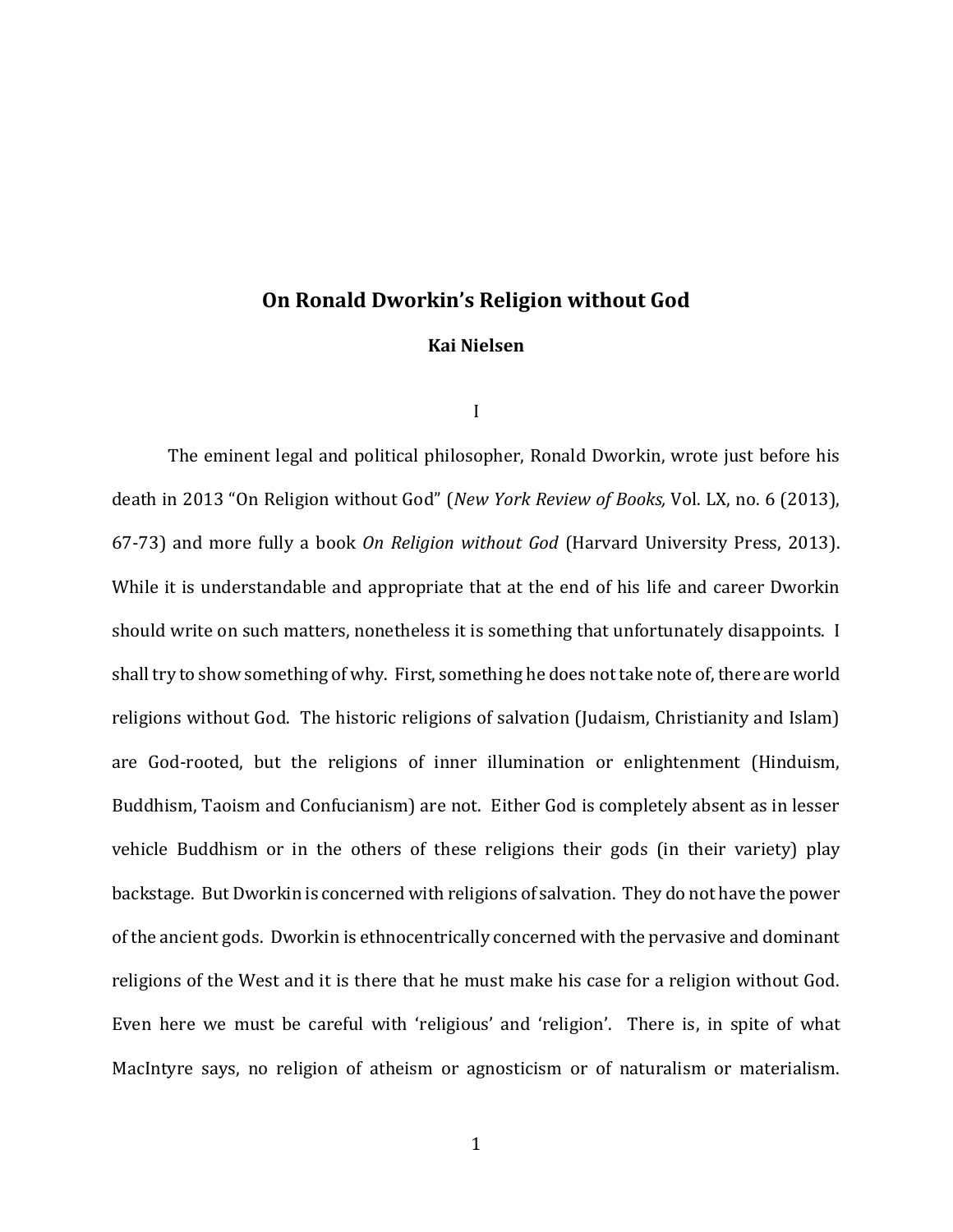# On Ronald Dworkin's Religion without God

**Kai Nielsen**

I

The eminent legal and political philosopher, Ronald Dworkin, wrote just before his death in 2013 "On Religion without God" (*New York Review of Books,* Vol. LX, no. 6 (2013), 67-73) and more fully a book *On Religion without God* (Harvard University Press, 2013). While it is understandable and appropriate that at the end of his life and career Dworkin should write on such matters, nonetheless it is something that unfortunately disappoints. I shall try to show something of why. First, something he does not take note of, there are world religions without God. The historic religions of salvation (Judaism, Christianity and Islam) are God-rooted, but the religions of inner illumination or enlightenment (Hinduism, Buddhism, Taoism and Confucianism) are not. Either God is completely absent as in lesser vehicle Buddhism or in the others of these religions their gods (in their variety) play backstage. But Dworkin is concerned with religions of salvation. They do not have the power of the ancient gods. Dworkin is ethnocentrically concerned with the pervasive and dominant religions of the West and it is there that he must make his case for a religion without God. Even here we must be careful with 'religious' and 'religion'. There is, in spite of what MacIntyre says, no religion of atheism or agnosticism or of naturalism or materialism.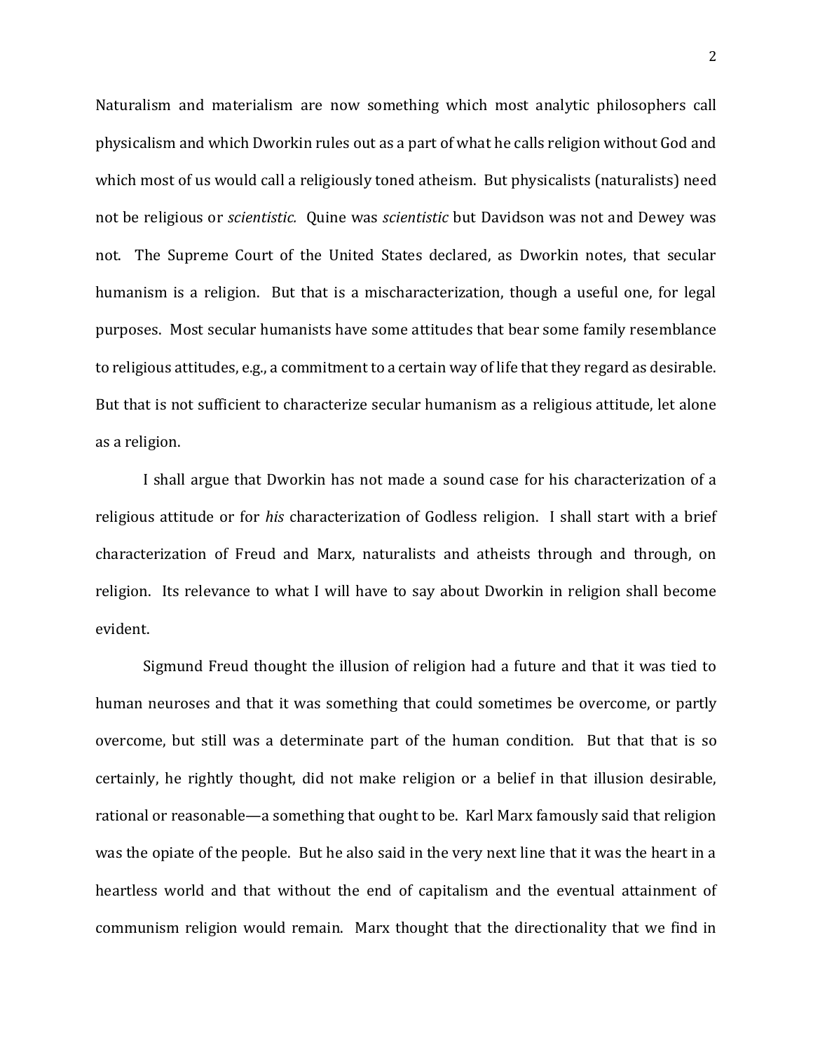Naturalism and materialism are now something which most analytic philosophers call physicalism and which Dworkin rules out as a part of what he calls religion without God and which most of us would call a religiously toned atheism. But physicalists (naturalists) need not be religious or *scientistic.* Quine was *scientistic* but Davidson was not and Dewey was not. The Supreme Court of the United States declared, as Dworkin notes, that secular humanism is a religion. But that is a mischaracterization, though a useful one, for legal purposes. Most secular humanists have some attitudes that bear some family resemblance to religious attitudes, e.g., a commitment to a certain way of life that they regard as desirable. But that is not sufficient to characterize secular humanism as a religious attitude, let alone as a religion.

I shall argue that Dworkin has not made a sound case for his characterization of a religious attitude or for *his* characterization of Godless religion. I shall start with a brief characterization of Freud and Marx, naturalists and atheists through and through, on religion. Its relevance to what I will have to say about Dworkin in religion shall become evident.

Sigmund Freud thought the illusion of religion had a future and that it was tied to human neuroses and that it was something that could sometimes be overcome, or partly overcome, but still was a determinate part of the human condition. But that that is so certainly, he rightly thought, did not make religion or a belief in that illusion desirable, rational or reasonable—a something that ought to be. Karl Marx famously said that religion was the opiate of the people. But he also said in the very next line that it was the heart in a heartless world and that without the end of capitalism and the eventual attainment of communism religion would remain. Marx thought that the directionality that we find in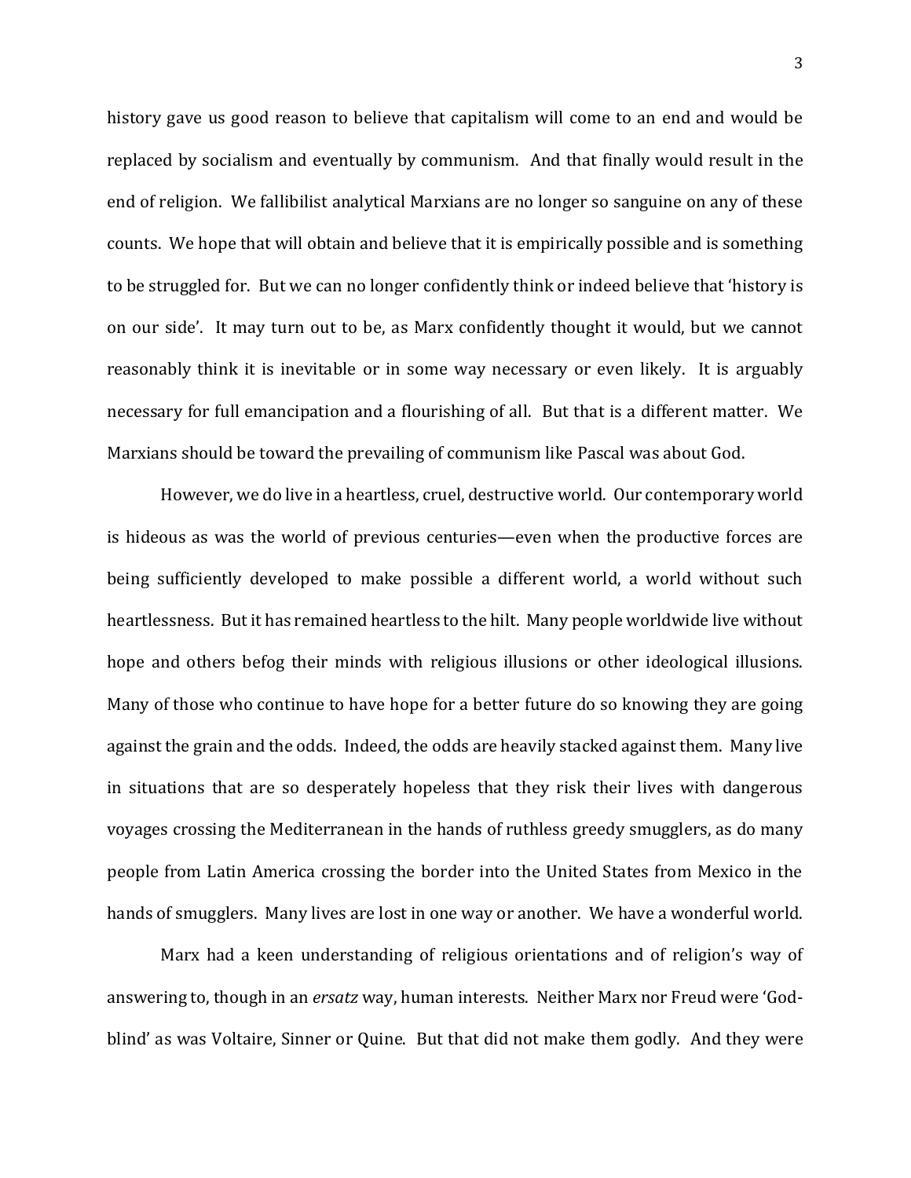history gave us good reason to believe that capitalism will come to an end and would be replaced by socialism and eventually by communism. And that finally would result in the end of religion. We fallibilist analytical Marxians are no longer so sanguine on any of these counts. We hope that will obtain and believe that it is empirically possible and is something to be struggled for. But we can no longer confidently think or indeed believe that 'history is on our side'. It may turn out to be, as Marx confidently thought it would, but we cannot reasonably think it is inevitable or in some way necessary or even likely. It is arguably necessary for full emancipation and a flourishing of all. But that is a different matter. We Marxians should be toward the prevailing of communism like Pascal was about God.

However, we do live in a heartless, cruel, destructive world. Our contemporary world is hideous as was the world of previous centuries—even when the productive forces are being sufficiently developed to make possible a different world, a world without such heartlessness. But it has remained heartless to the hilt. Many people worldwide live without hope and others befog their minds with religious illusions or other ideological illusions. Many of those who continue to have hope for a better future do so knowing they are going against the grain and the odds. Indeed, the odds are heavily stacked against them. Many live in situations that are so desperately hopeless that they risk their lives with dangerous voyages crossing the Mediterranean in the hands of ruthless greedy smugglers, as do many people from Latin America crossing the border into the United States from Mexico in the hands of smugglers. Many lives are lost in one way or another. We have a wonderful world.

Marx had a keen understanding of religious orientations and of religion's way of answering to, though in an *ersatz* way, human interests. Neither Marx nor Freud were 'God-blind' as was Voltaire, Sinner or Quine. But that did not make them godly. And they were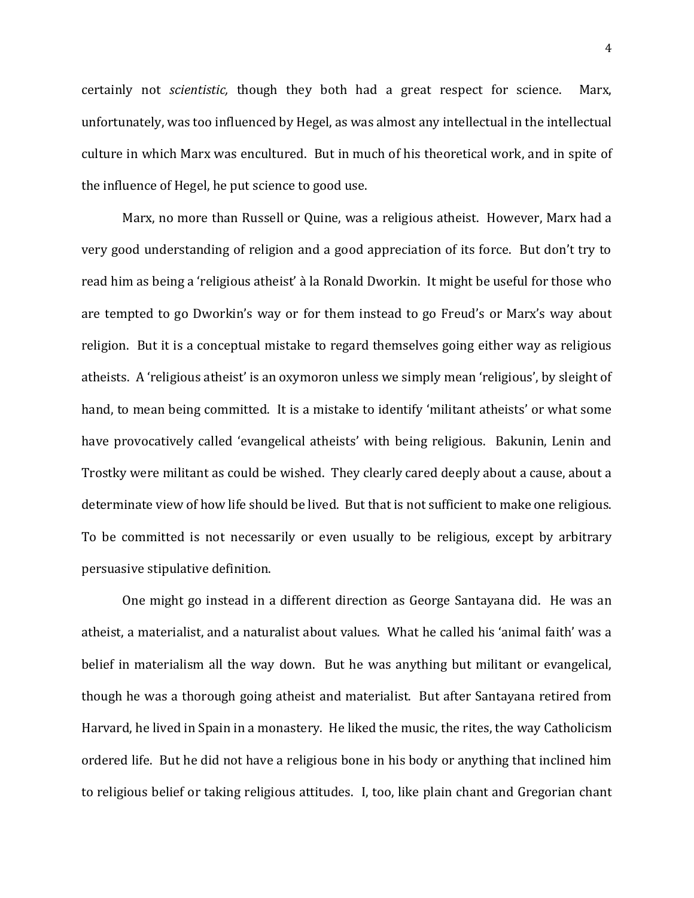certainly not *scientistic,* though they both had a great respect for science. Marx, unfortunately, was too influenced by Hegel, as was almost any intellectual in the intellectual culture in which Marx was encultured. But in much of his theoretical work, and in spite of the influence of Hegel, he put science to good use.

Marx, no more than Russell or Quine, was a religious atheist. However, Marx had a very good understanding of religion and a good appreciation of its force. But don't try to read him as being a 'religious atheist' à la Ronald Dworkin. It might be useful for those who are tempted to go Dworkin's way or for them instead to go Freud's or Marx's way about religion. But it is a conceptual mistake to regard themselves going either way as religious atheists. A 'religious atheist' is an oxymoron unless we simply mean 'religious', by sleight of hand, to mean being committed. It is a mistake to identify 'militant atheists' or what some have provocatively called 'evangelical atheists' with being religious. Bakunin, Lenin and Trostky were militant as could be wished. They clearly cared deeply about a cause, about a determinate view of how life should be lived. But that is not sufficient to make one religious. To be committed is not necessarily or even usually to be religious, except by arbitrary persuasive stipulative definition.

One might go instead in a different direction as George Santayana did. He was an atheist, a materialist, and a naturalist about values. What he called his 'animal faith' was a belief in materialism all the way down. But he was anything but militant or evangelical, though he was a thorough going atheist and materialist. But after Santayana retired from Harvard, he lived in Spain in a monastery. He liked the music, the rites, the way Catholicism ordered life. But he did not have a religious bone in his body or anything that inclined him to religious belief or taking religious attitudes. I, too, like plain chant and Gregorian chant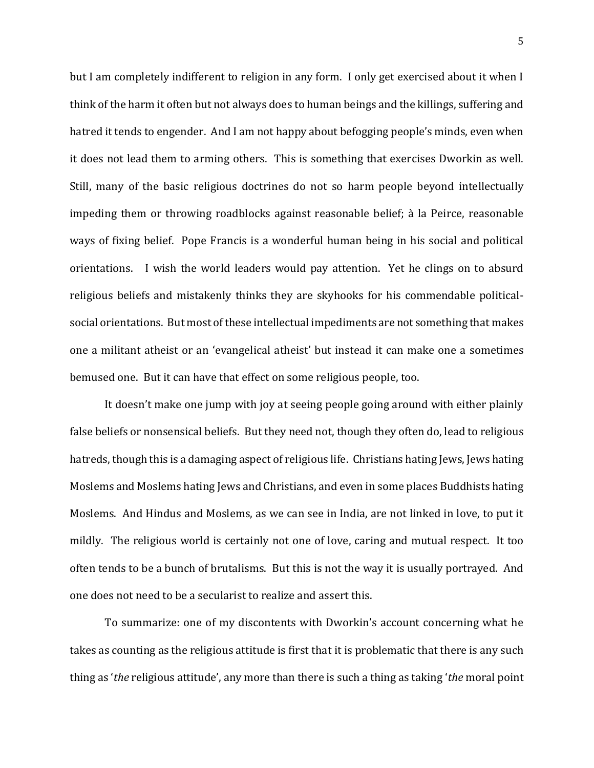but I am completely indifferent to religion in any form. I only get exercised about it when I think of the harm it often but not always does to human beings and the killings, suffering and hatred it tends to engender. And I am not happy about befogging people's minds, even when it does not lead them to arming others. This is something that exercises Dworkin as well. Still, many of the basic religious doctrines do not so harm people beyond intellectually impeding them or throwing roadblocks against reasonable belief; à la Peirce, reasonable ways of fixing belief. Pope Francis is a wonderful human being in his social and political orientations. I wish the world leaders would pay attention. Yet he clings on to absurd religious beliefs and mistakenly thinks they are skyhooks for his commendable political-social orientations. But most of these intellectual impediments are not something that makes one a militant atheist or an 'evangelical atheist' but instead it can make one a sometimes bemused one. But it can have that effect on some religious people, too.

It doesn't make one jump with joy at seeing people going around with either plainly false beliefs or nonsensical beliefs. But they need not, though they often do, lead to religious hatreds, though this is a damaging aspect of religious life. Christians hating Jews, Jews hating Moslems and Moslems hating Jews and Christians, and even in some places Buddhists hating Moslems. And Hindus and Moslems, as we can see in India, are not linked in love, to put it mildly. The religious world is certainly not one of love, caring and mutual respect. It too often tends to be a bunch of brutalisms. But this is not the way it is usually portrayed. And one does not need to be a secularist to realize and assert this.

To summarize: one of my discontents with Dworkin's account concerning what he takes as counting as the religious attitude is first that it is problematic that there is any such thing as '*the* religious attitude', any more than there is such a thing as taking '*the* moral point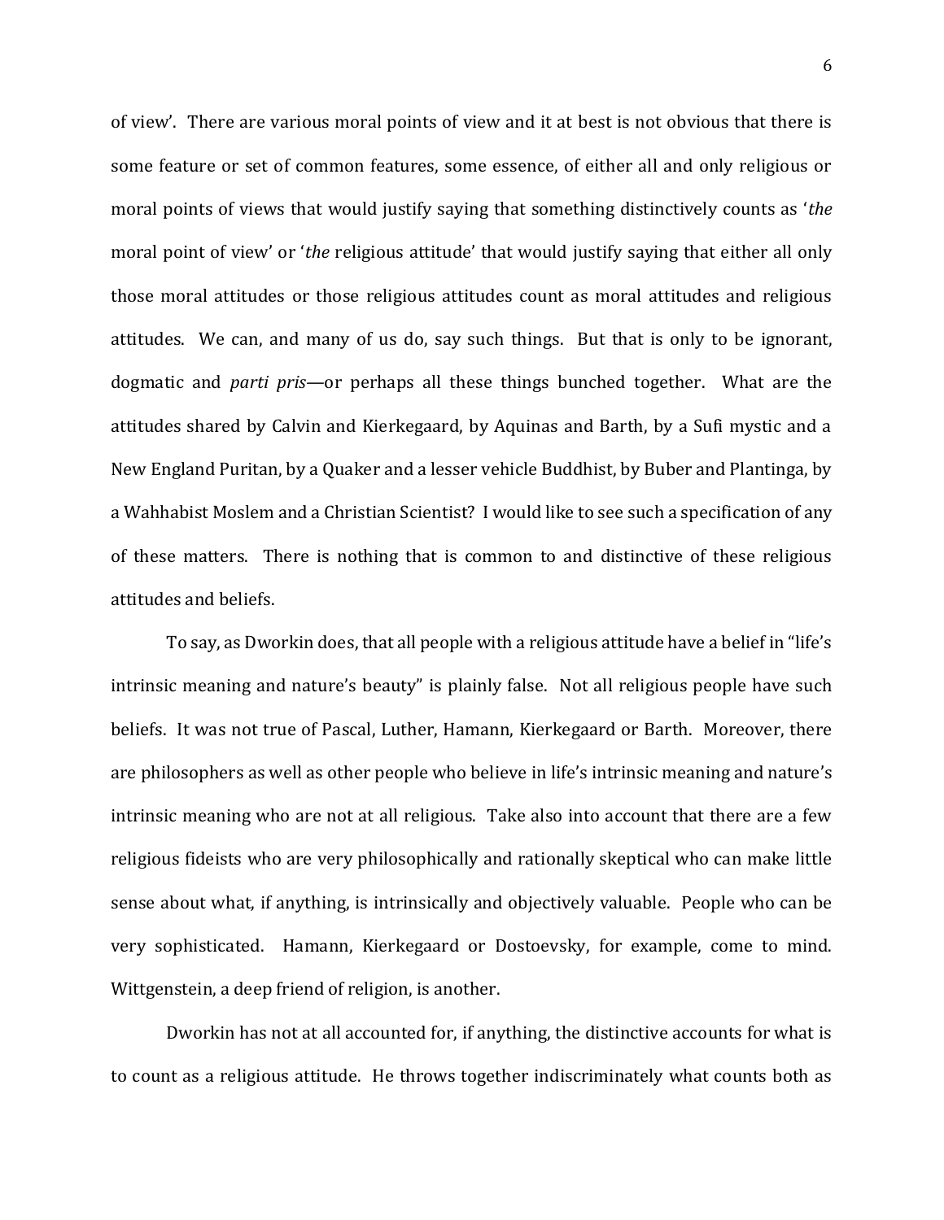of view'. There are various moral points of view and it at best is not obvious that there is some feature or set of common features, some essence, of either all and only religious or moral points of views that would justify saying that something distinctively counts as '*the* moral point of view' or '*the* religious attitude' that would justify saying that either all only those moral attitudes or those religious attitudes count as moral attitudes and religious attitudes. We can, and many of us do, say such things. But that is only to be ignorant, dogmatic and *parti pris*—or perhaps all these things bunched together. What are the attitudes shared by Calvin and Kierkegaard, by Aquinas and Barth, by a Sufi mystic and a New England Puritan, by a Quaker and a lesser vehicle Buddhist, by Buber and Plantinga, by a Wahhabist Moslem and a Christian Scientist? I would like to see such a specification of any of these matters. There is nothing that is common to and distinctive of these religious attitudes and beliefs.

To say, as Dworkin does, that all people with a religious attitude have a belief in "life's intrinsic meaning and nature's beauty" is plainly false. Not all religious people have such beliefs. It was not true of Pascal, Luther, Hamann, Kierkegaard or Barth. Moreover, there are philosophers as well as other people who believe in life's intrinsic meaning and nature's intrinsic meaning who are not at all religious. Take also into account that there are a few religious fideists who are very philosophically and rationally skeptical who can make little sense about what, if anything, is intrinsically and objectively valuable. People who can be very sophisticated. Hamann, Kierkegaard or Dostoevsky, for example, come to mind. Wittgenstein, a deep friend of religion, is another.

Dworkin has not at all accounted for, if anything, the distinctive accounts for what is to count as a religious attitude. He throws together indiscriminately what counts both as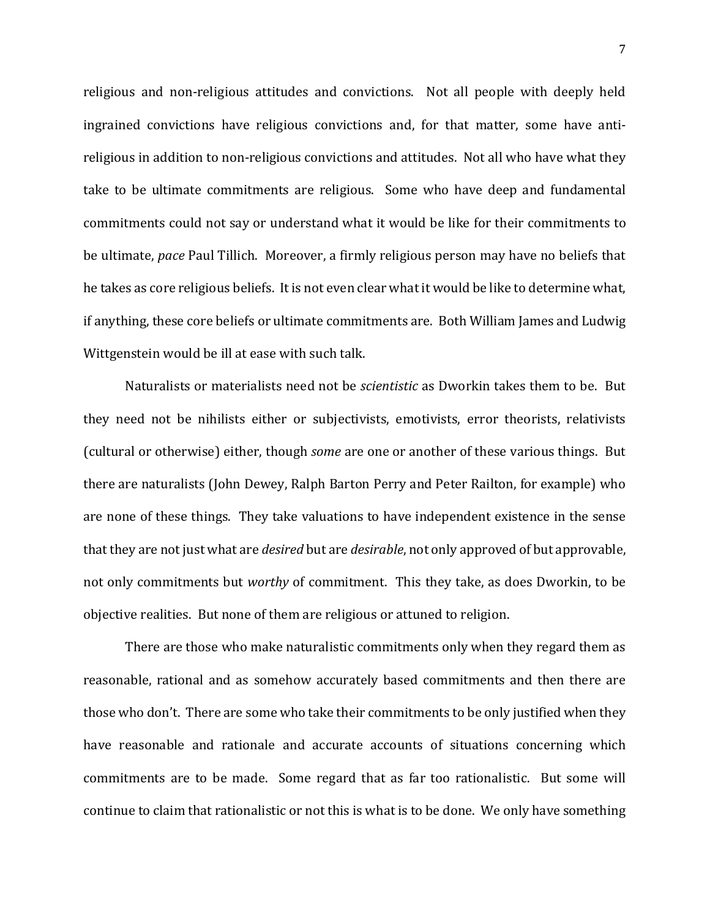religious and non-religious attitudes and convictions. Not all people with deeply held ingrained convictions have religious convictions and, for that matter, some have anti-religious in addition to non-religious convictions and attitudes. Not all who have what they take to be ultimate commitments are religious. Some who have deep and fundamental commitments could not say or understand what it would be like for their commitments to be ultimate, *pace* Paul Tillich. Moreover, a firmly religious person may have no beliefs that he takes as core religious beliefs. It is not even clear what it would be like to determine what, if anything, these core beliefs or ultimate commitments are. Both William James and Ludwig Wittgenstein would be ill at ease with such talk.

Naturalists or materialists need not be *scientistic* as Dworkin takes them to be. But they need not be nihilists either or subjectivists, emotivists, error theorists, relativists (cultural or otherwise) either, though *some* are one or another of these various things. But there are naturalists (John Dewey, Ralph Barton Perry and Peter Railton, for example) who are none of these things. They take valuations to have independent existence in the sense that they are not just what are *desired* but are *desirable*, not only approved of but approvable, not only commitments but *worthy* of commitment. This they take, as does Dworkin, to be objective realities. But none of them are religious or attuned to religion.

There are those who make naturalistic commitments only when they regard them as reasonable, rational and as somehow accurately based commitments and then there are those who don't. There are some who take their commitments to be only justified when they have reasonable and rationale and accurate accounts of situations concerning which commitments are to be made. Some regard that as far too rationalistic. But some will continue to claim that rationalistic or not this is what is to be done. We only have something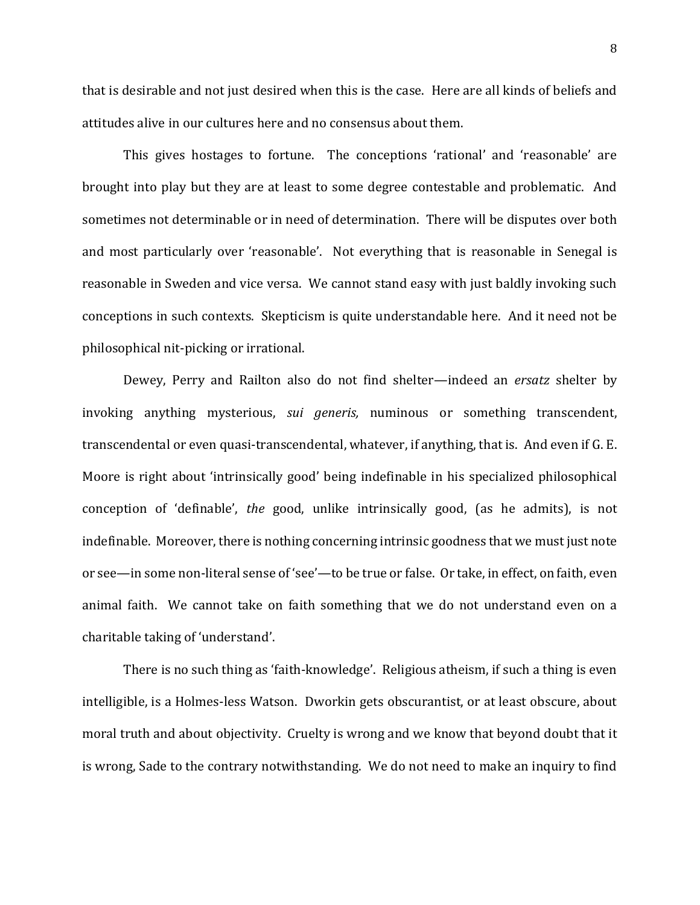that is desirable and not just desired when this is the case. Here are all kinds of beliefs and attitudes alive in our cultures here and no consensus about them.

This gives hostages to fortune. The conceptions 'rational' and 'reasonable' are brought into play but they are at least to some degree contestable and problematic. And sometimes not determinable or in need of determination. There will be disputes over both and most particularly over 'reasonable'. Not everything that is reasonable in Senegal is reasonable in Sweden and vice versa. We cannot stand easy with just baldly invoking such conceptions in such contexts. Skepticism is quite understandable here. And it need not be philosophical nit-picking or irrational.

Dewey, Perry and Railton also do not find shelter—indeed an *ersatz* shelter by invoking anything mysterious, *sui generis,* numinous or something transcendent, transcendental or even quasi-transcendental, whatever, if anything, that is. And even if G. E. Moore is right about 'intrinsically good' being indefinable in his specialized philosophical conception of 'definable', *the* good, unlike intrinsically good, (as he admits), is not indefinable. Moreover, there is nothing concerning intrinsic goodness that we must just note or see—in some non-literal sense of 'see'—to be true or false. Or take, in effect, on faith, even animal faith. We cannot take on faith something that we do not understand even on a charitable taking of 'understand'.

There is no such thing as 'faith-knowledge'. Religious atheism, if such a thing is even intelligible, is a Holmes-less Watson. Dworkin gets obscurantist, or at least obscure, about moral truth and about objectivity. Cruelty is wrong and we know that beyond doubt that it is wrong, Sade to the contrary notwithstanding. We do not need to make an inquiry to find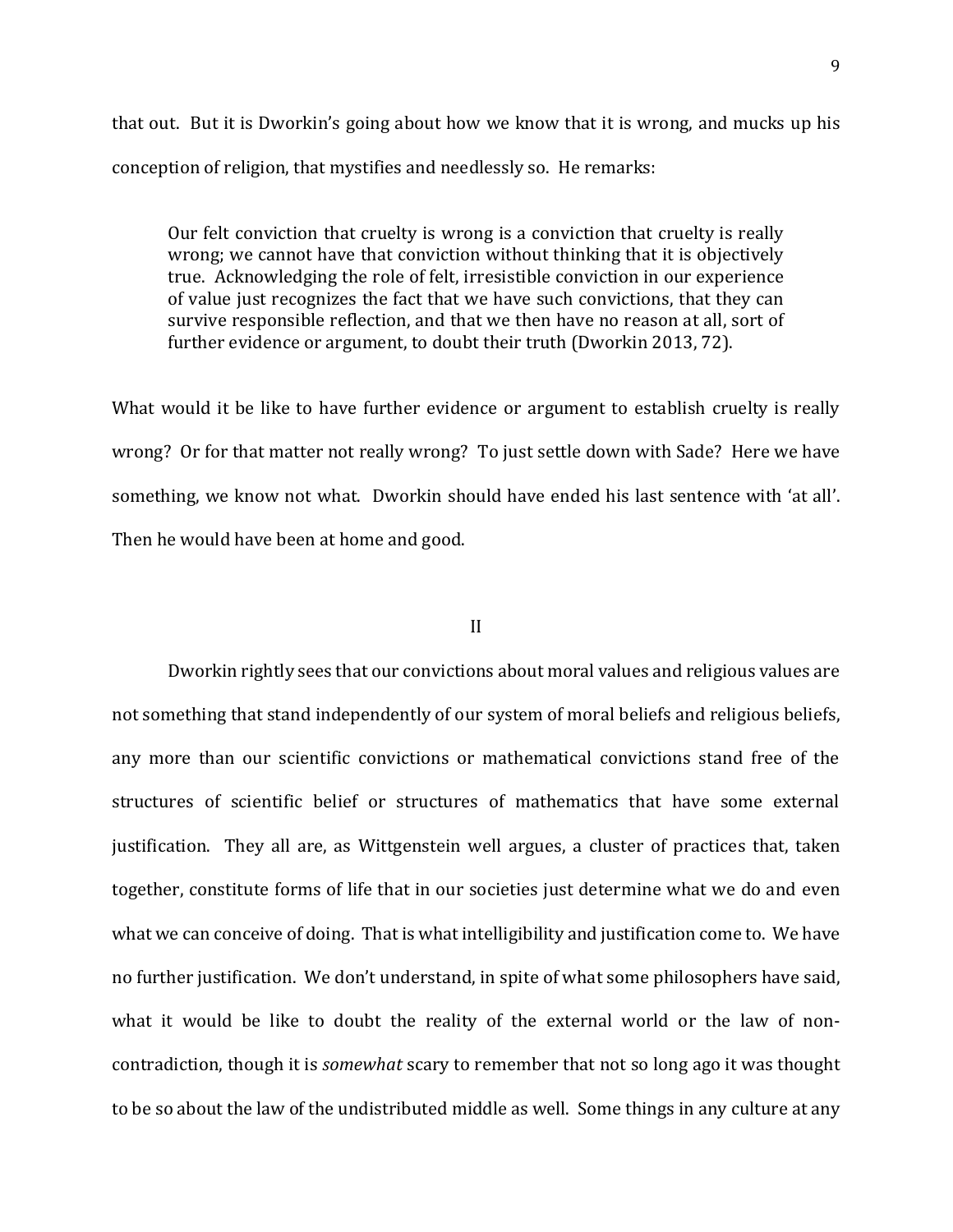that out. But it is Dworkin's going about how we know that it is wrong, and mucks up his conception of religion, that mystifies and needlessly so. He remarks:

> Our felt conviction that cruelty is wrong is a conviction that cruelty is really wrong; we cannot have that conviction without thinking that it is objectively true. Acknowledging the role of felt, irresistible conviction in our experience of value just recognizes the fact that we have such convictions, that they can survive responsible reflection, and that we then have no reason at all, sort of further evidence or argument, to doubt their truth (Dworkin 2013, 72).

What would it be like to have further evidence or argument to establish cruelty is really wrong? Or for that matter not really wrong? To just settle down with Sade? Here we have something, we know not what. Dworkin should have ended his last sentence with 'at all'. Then he would have been at home and good.

## II

Dworkin rightly sees that our convictions about moral values and religious values are not something that stand independently of our system of moral beliefs and religious beliefs, any more than our scientific convictions or mathematical convictions stand free of the structures of scientific belief or structures of mathematics that have some external justification. They all are, as Wittgenstein well argues, a cluster of practices that, taken together, constitute forms of life that in our societies just determine what we do and even what we can conceive of doing. That is what intelligibility and justification come to. We have no further justification. We don't understand, in spite of what some philosophers have said, what it would be like to doubt the reality of the external world or the law of non-contradiction, though it is *somewhat* scary to remember that not so long ago it was thought to be so about the law of the undistributed middle as well. Some things in any culture at any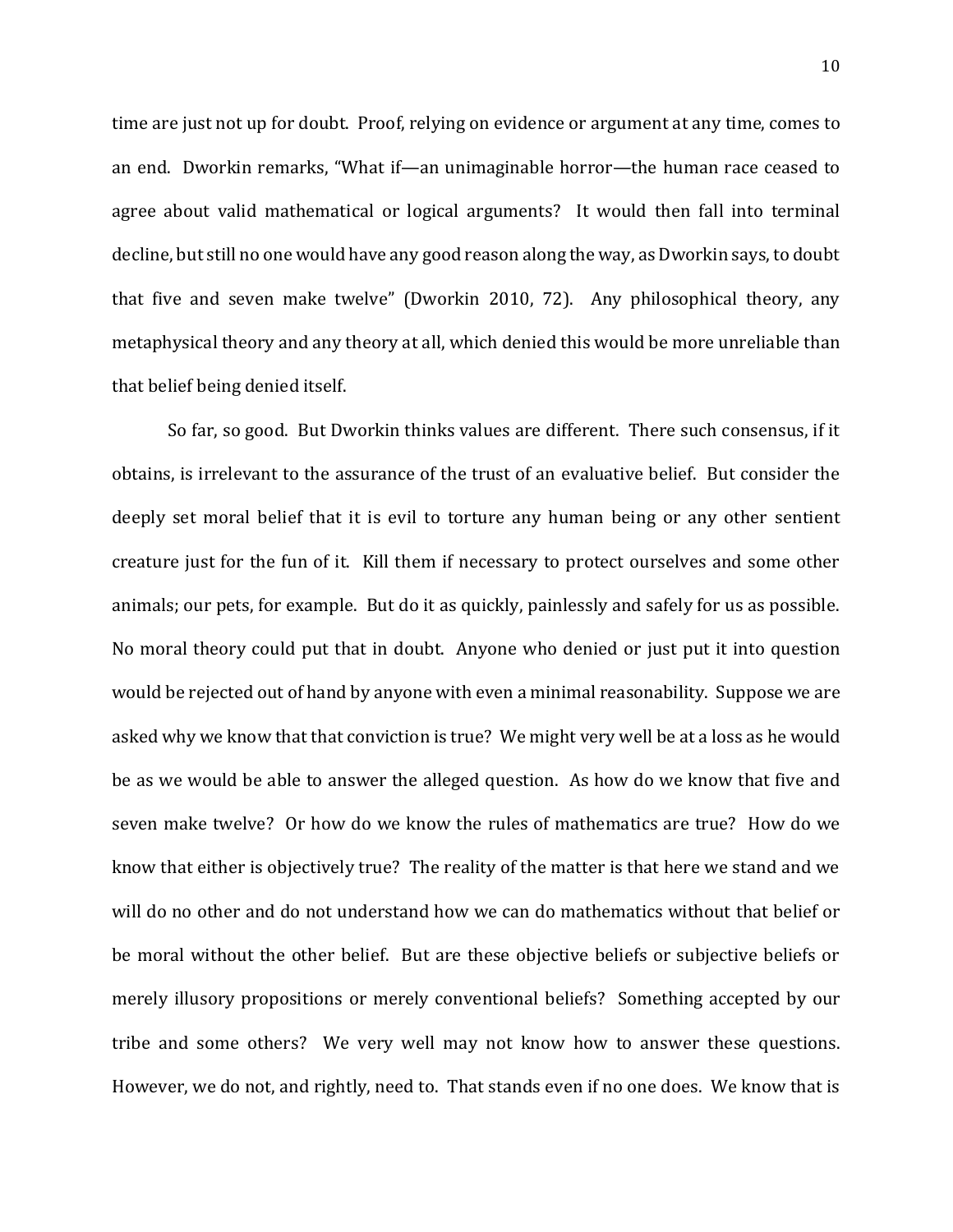time are just not up for doubt. Proof, relying on evidence or argument at any time, comes to an end. Dworkin remarks, "What if—an unimaginable horror—the human race ceased to agree about valid mathematical or logical arguments? It would then fall into terminal decline, but still no one would have any good reason along the way, as Dworkin says, to doubt that five and seven make twelve" (Dworkin 2010, 72). Any philosophical theory, any metaphysical theory and any theory at all, which denied this would be more unreliable than that belief being denied itself.

So far, so good. But Dworkin thinks values are different. There such consensus, if it obtains, is irrelevant to the assurance of the trust of an evaluative belief. But consider the deeply set moral belief that it is evil to torture any human being or any other sentient creature just for the fun of it. Kill them if necessary to protect ourselves and some other animals; our pets, for example. But do it as quickly, painlessly and safely for us as possible. No moral theory could put that in doubt. Anyone who denied or just put it into question would be rejected out of hand by anyone with even a minimal reasonability. Suppose we are asked why we know that that conviction is true? We might very well be at a loss as he would be as we would be able to answer the alleged question. As how do we know that five and seven make twelve? Or how do we know the rules of mathematics are true? How do we know that either is objectively true? The reality of the matter is that here we stand and we will do no other and do not understand how we can do mathematics without that belief or be moral without the other belief. But are these objective beliefs or subjective beliefs or merely illusory propositions or merely conventional beliefs? Something accepted by our tribe and some others? We very well may not know how to answer these questions. However, we do not, and rightly, need to. That stands even if no one does. We know that is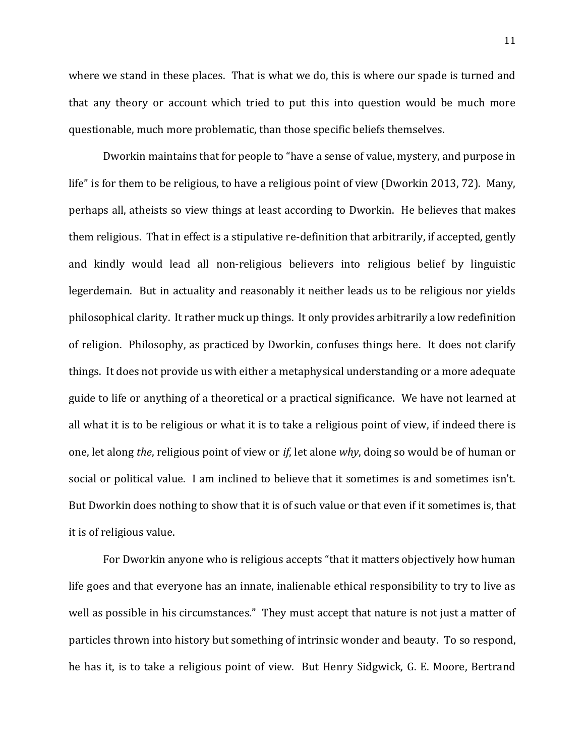where we stand in these places. That is what we do, this is where our spade is turned and that any theory or account which tried to put this into question would be much more questionable, much more problematic, than those specific beliefs themselves.

Dworkin maintains that for people to "have a sense of value, mystery, and purpose in life" is for them to be religious, to have a religious point of view (Dworkin 2013, 72). Many, perhaps all, atheists so view things at least according to Dworkin. He believes that makes them religious. That in effect is a stipulative re-definition that arbitrarily, if accepted, gently and kindly would lead all non-religious believers into religious belief by linguistic legerdemain. But in actuality and reasonably it neither leads us to be religious nor yields philosophical clarity. It rather muck up things. It only provides arbitrarily a low redefinition of religion. Philosophy, as practiced by Dworkin, confuses things here. It does not clarify things. It does not provide us with either a metaphysical understanding or a more adequate guide to life or anything of a theoretical or a practical significance. We have not learned at all what it is to be religious or what it is to take a religious point of view, if indeed there is one, let along *the*, religious point of view or *if*, let alone *why*, doing so would be of human or social or political value. I am inclined to believe that it sometimes is and sometimes isn't. But Dworkin does nothing to show that it is of such value or that even if it sometimes is, that it is of religious value.

For Dworkin anyone who is religious accepts "that it matters objectively how human life goes and that everyone has an innate, inalienable ethical responsibility to try to live as well as possible in his circumstances." They must accept that nature is not just a matter of particles thrown into history but something of intrinsic wonder and beauty. To so respond, he has it, is to take a religious point of view. But Henry Sidgwick, G. E. Moore, Bertrand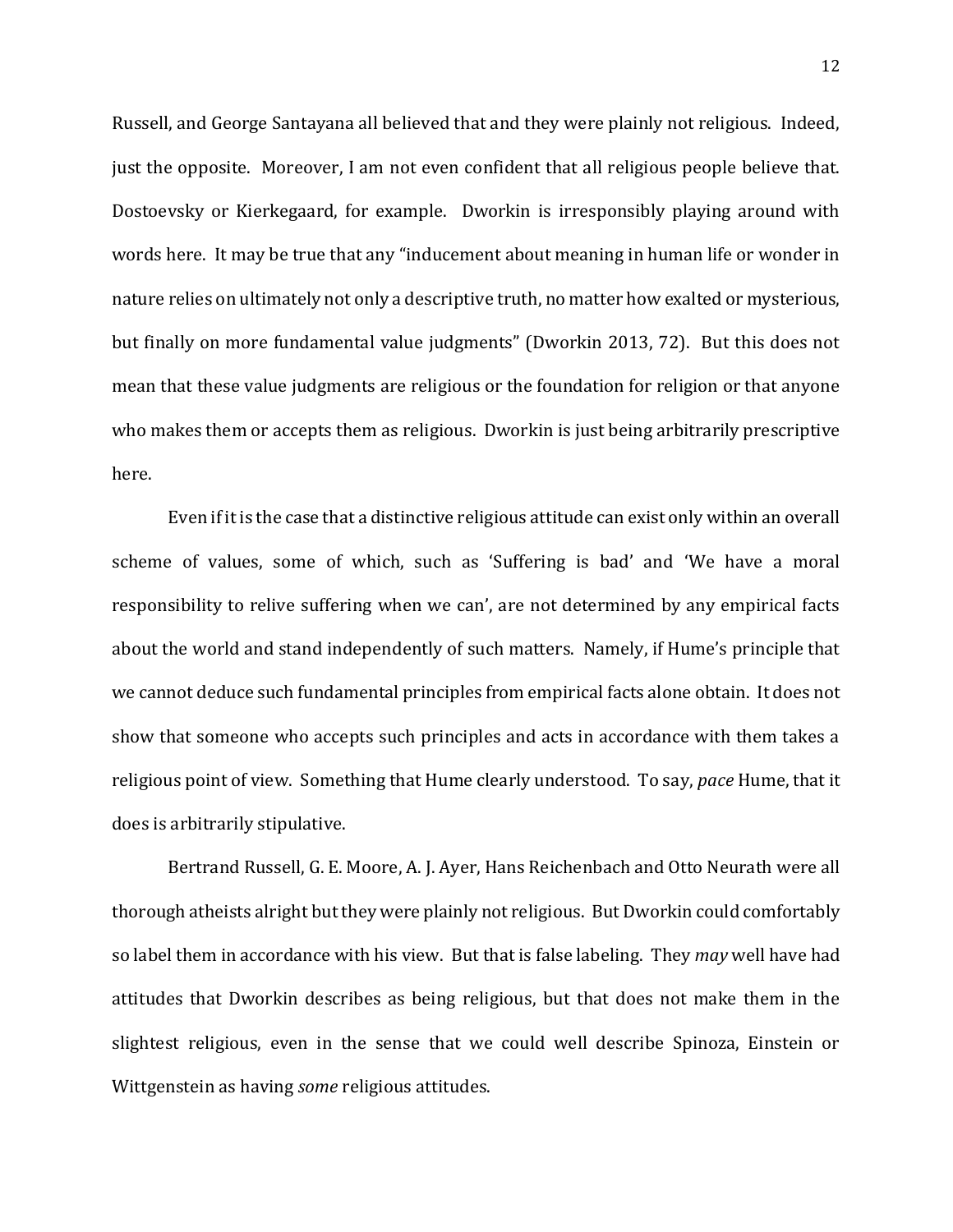Russell, and George Santayana all believed that and they were plainly not religious. Indeed, just the opposite. Moreover, I am not even confident that all religious people believe that. Dostoevsky or Kierkegaard, for example. Dworkin is irresponsibly playing around with words here. It may be true that any "inducement about meaning in human life or wonder in nature relies on ultimately not only a descriptive truth, no matter how exalted or mysterious, but finally on more fundamental value judgments" (Dworkin 2013, 72). But this does not mean that these value judgments are religious or the foundation for religion or that anyone who makes them or accepts them as religious. Dworkin is just being arbitrarily prescriptive here.

Even if it is the case that a distinctive religious attitude can exist only within an overall scheme of values, some of which, such as 'Suffering is bad' and 'We have a moral responsibility to relive suffering when we can', are not determined by any empirical facts about the world and stand independently of such matters. Namely, if Hume's principle that we cannot deduce such fundamental principles from empirical facts alone obtain. It does not show that someone who accepts such principles and acts in accordance with them takes a religious point of view. Something that Hume clearly understood. To say, *pace* Hume, that it does is arbitrarily stipulative.

Bertrand Russell, G. E. Moore, A. J. Ayer, Hans Reichenbach and Otto Neurath were all thorough atheists alright but they were plainly not religious. But Dworkin could comfortably so label them in accordance with his view. But that is false labeling. They *may* well have had attitudes that Dworkin describes as being religious, but that does not make them in the slightest religious, even in the sense that we could well describe Spinoza, Einstein or Wittgenstein as having *some* religious attitudes.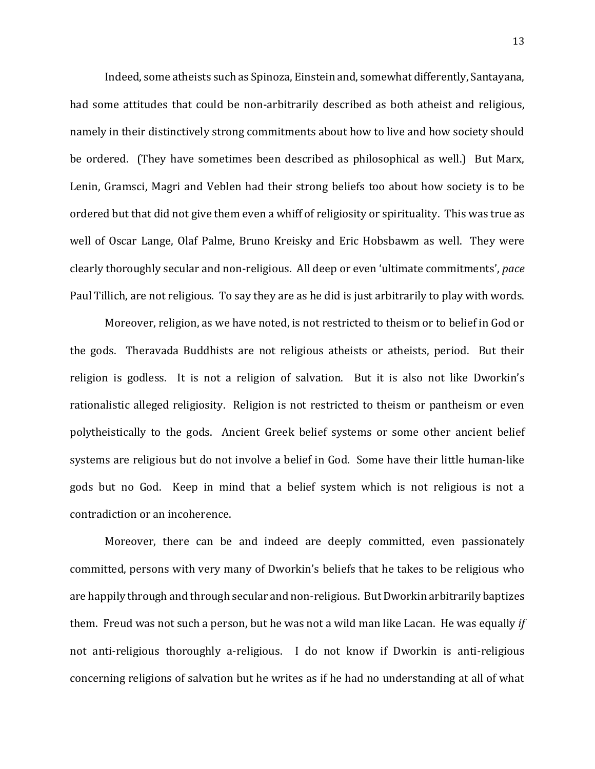Indeed, some atheists such as Spinoza, Einstein and, somewhat differently, Santayana, had some attitudes that could be non-arbitrarily described as both atheist and religious, namely in their distinctively strong commitments about how to live and how society should be ordered. (They have sometimes been described as philosophical as well.) But Marx, Lenin, Gramsci, Magri and Veblen had their strong beliefs too about how society is to be ordered but that did not give them even a whiff of religiosity or spirituality. This was true as well of Oscar Lange, Olaf Palme, Bruno Kreisky and Eric Hobsbawm as well. They were clearly thoroughly secular and non-religious. All deep or even 'ultimate commitments', *pace* Paul Tillich, are not religious. To say they are as he did is just arbitrarily to play with words.

Moreover, religion, as we have noted, is not restricted to theism or to belief in God or the gods. Theravada Buddhists are not religious atheists or atheists, period. But their religion is godless. It is not a religion of salvation. But it is also not like Dworkin's rationalistic alleged religiosity. Religion is not restricted to theism or pantheism or even polytheistically to the gods. Ancient Greek belief systems or some other ancient belief systems are religious but do not involve a belief in God. Some have their little human-like gods but no God. Keep in mind that a belief system which is not religious is not a contradiction or an incoherence.

Moreover, there can be and indeed are deeply committed, even passionately committed, persons with very many of Dworkin's beliefs that he takes to be religious who are happily through and through secular and non-religious. But Dworkin arbitrarily baptizes them. Freud was not such a person, but he was not a wild man like Lacan. He was equally *if* not anti-religious thoroughly a-religious. I do not know if Dworkin is anti-religious concerning religions of salvation but he writes as if he had no understanding at all of what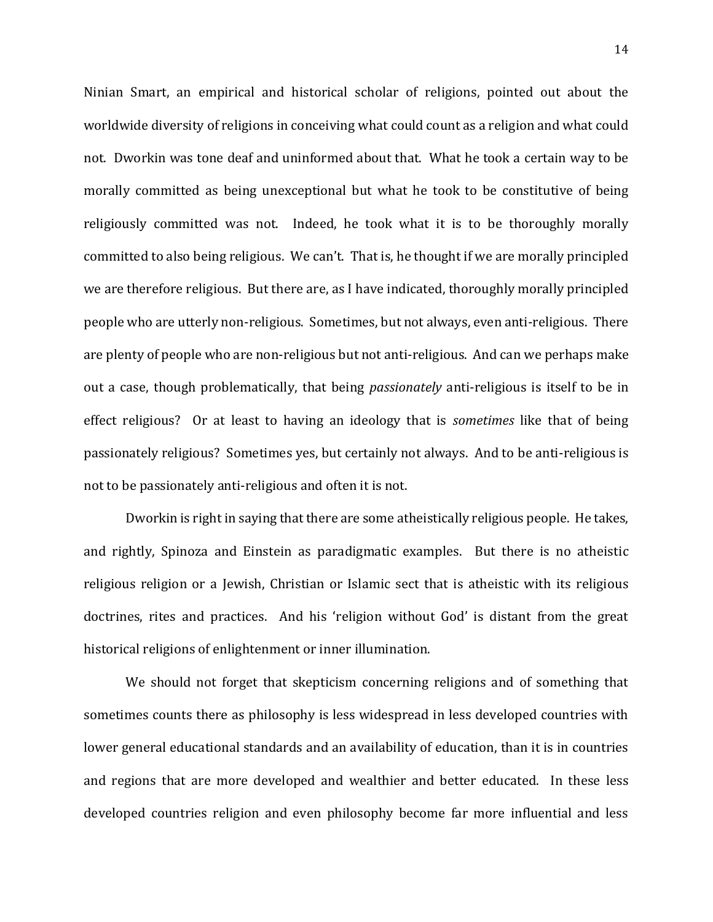Ninian Smart, an empirical and historical scholar of religions, pointed out about the worldwide diversity of religions in conceiving what could count as a religion and what could not. Dworkin was tone deaf and uninformed about that. What he took a certain way to be morally committed as being unexceptional but what he took to be constitutive of being religiously committed was not. Indeed, he took what it is to be thoroughly morally committed to also being religious. We can't. That is, he thought if we are morally principled we are therefore religious. But there are, as I have indicated, thoroughly morally principled people who are utterly non-religious. Sometimes, but not always, even anti-religious. There are plenty of people who are non-religious but not anti-religious. And can we perhaps make out a case, though problematically, that being *passionately* anti-religious is itself to be in effect religious? Or at least to having an ideology that is *sometimes* like that of being passionately religious? Sometimes yes, but certainly not always. And to be anti-religious is not to be passionately anti-religious and often it is not.

Dworkin is right in saying that there are some atheistically religious people. He takes, and rightly, Spinoza and Einstein as paradigmatic examples. But there is no atheistic religious religion or a Jewish, Christian or Islamic sect that is atheistic with its religious doctrines, rites and practices. And his 'religion without God' is distant from the great historical religions of enlightenment or inner illumination.

We should not forget that skepticism concerning religions and of something that sometimes counts there as philosophy is less widespread in less developed countries with lower general educational standards and an availability of education, than it is in countries and regions that are more developed and wealthier and better educated. In these less developed countries religion and even philosophy become far more influential and less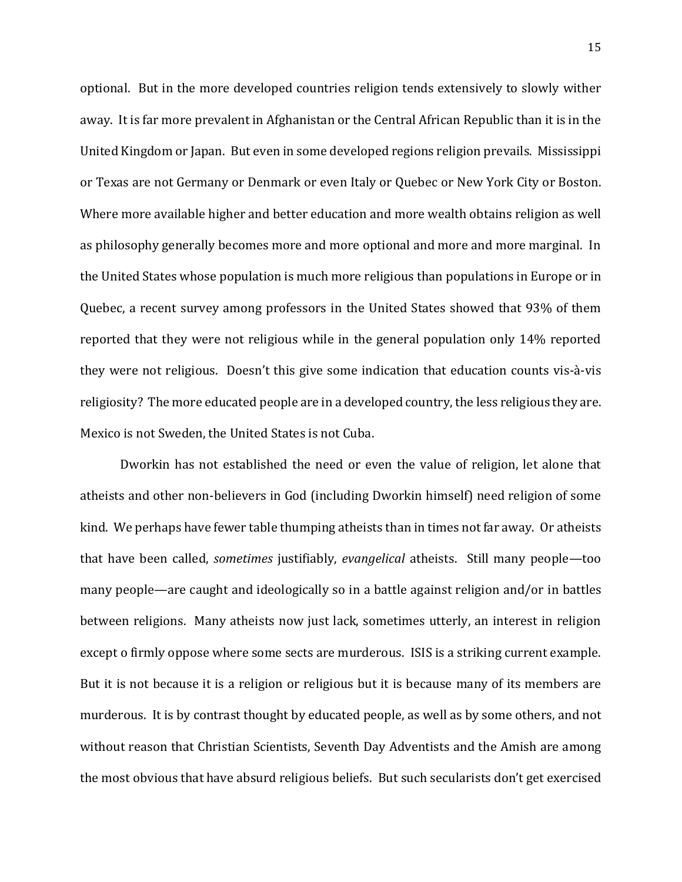optional. But in the more developed countries religion tends extensively to slowly wither away. It is far more prevalent in Afghanistan or the Central African Republic than it is in the United Kingdom or Japan. But even in some developed regions religion prevails. Mississippi or Texas are not Germany or Denmark or even Italy or Quebec or New York City or Boston. Where more available higher and better education and more wealth obtains religion as well as philosophy generally becomes more and more optional and more and more marginal. In the United States whose population is much more religious than populations in Europe or in Quebec, a recent survey among professors in the United States showed that 93% of them reported that they were not religious while in the general population only 14% reported they were not religious. Doesn't this give some indication that education counts vis-à-vis religiosity? The more educated people are in a developed country, the less religious they are. Mexico is not Sweden, the United States is not Cuba.

Dworkin has not established the need or even the value of religion, let alone that atheists and other non-believers in God (including Dworkin himself) need religion of some kind. We perhaps have fewer table thumping atheists than in times not far away. Or atheists that have been called, *sometimes* justifiably, *evangelical* atheists. Still many people—too many people—are caught and ideologically so in a battle against religion and/or in battles between religions. Many atheists now just lack, sometimes utterly, an interest in religion except o firmly oppose where some sects are murderous. ISIS is a striking current example. But it is not because it is a religion or religious but it is because many of its members are murderous. It is by contrast thought by educated people, as well as by some others, and not without reason that Christian Scientists, Seventh Day Adventists and the Amish are among the most obvious that have absurd religious beliefs. But such secularists don't get exercised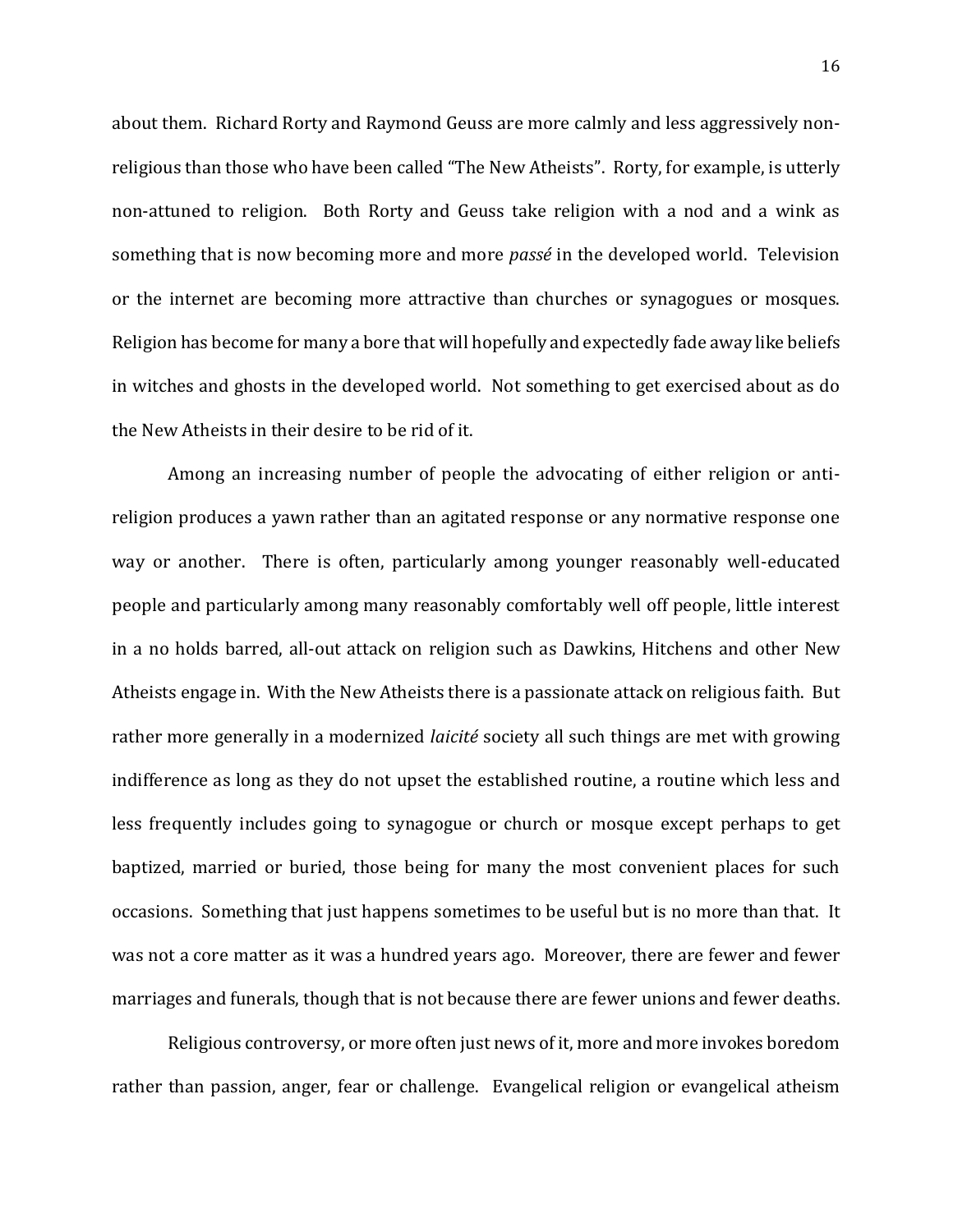about them. Richard Rorty and Raymond Geuss are more calmly and less aggressively non-religious than those who have been called "The New Atheists". Rorty, for example, is utterly non-attuned to religion. Both Rorty and Geuss take religion with a nod and a wink as something that is now becoming more and more *passé* in the developed world. Television or the internet are becoming more attractive than churches or synagogues or mosques. Religion has become for many a bore that will hopefully and expectedly fade away like beliefs in witches and ghosts in the developed world. Not something to get exercised about as do the New Atheists in their desire to be rid of it.

Among an increasing number of people the advocating of either religion or anti-religion produces a yawn rather than an agitated response or any normative response one way or another. There is often, particularly among younger reasonably well-educated people and particularly among many reasonably comfortably well off people, little interest in a no holds barred, all-out attack on religion such as Dawkins, Hitchens and other New Atheists engage in. With the New Atheists there is a passionate attack on religious faith. But rather more generally in a modernized *laicité* society all such things are met with growing indifference as long as they do not upset the established routine, a routine which less and less frequently includes going to synagogue or church or mosque except perhaps to get baptized, married or buried, those being for many the most convenient places for such occasions. Something that just happens sometimes to be useful but is no more than that. It was not a core matter as it was a hundred years ago. Moreover, there are fewer and fewer marriages and funerals, though that is not because there are fewer unions and fewer deaths.

Religious controversy, or more often just news of it, more and more invokes boredom rather than passion, anger, fear or challenge. Evangelical religion or evangelical atheism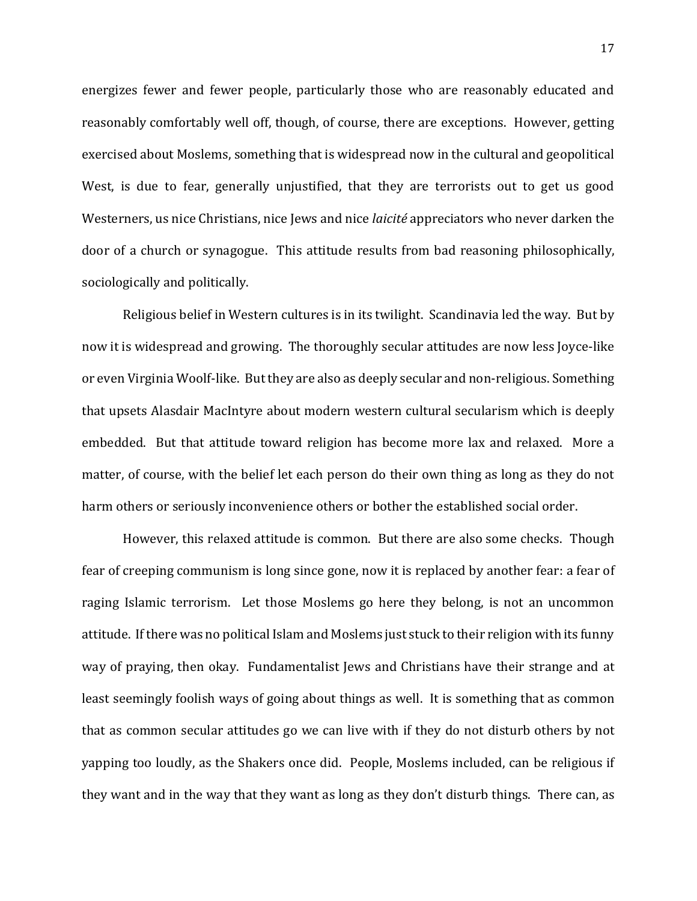energizes fewer and fewer people, particularly those who are reasonably educated and reasonably comfortably well off, though, of course, there are exceptions. However, getting exercised about Moslems, something that is widespread now in the cultural and geopolitical West, is due to fear, generally unjustified, that they are terrorists out to get us good Westerners, us nice Christians, nice Jews and nice *laicité* appreciators who never darken the door of a church or synagogue. This attitude results from bad reasoning philosophically, sociologically and politically.

Religious belief in Western cultures is in its twilight. Scandinavia led the way. But by now it is widespread and growing. The thoroughly secular attitudes are now less Joyce-like or even Virginia Woolf-like. But they are also as deeply secular and non-religious. Something that upsets Alasdair MacIntyre about modern western cultural secularism which is deeply embedded. But that attitude toward religion has become more lax and relaxed. More a matter, of course, with the belief let each person do their own thing as long as they do not harm others or seriously inconvenience others or bother the established social order.

However, this relaxed attitude is common. But there are also some checks. Though fear of creeping communism is long since gone, now it is replaced by another fear: a fear of raging Islamic terrorism. Let those Moslems go here they belong, is not an uncommon attitude. If there was no political Islam and Moslems just stuck to their religion with its funny way of praying, then okay. Fundamentalist Jews and Christians have their strange and at least seemingly foolish ways of going about things as well. It is something that as common that as common secular attitudes go we can live with if they do not disturb others by not yapping too loudly, as the Shakers once did. People, Moslems included, can be religious if they want and in the way that they want as long as they don't disturb things. There can, as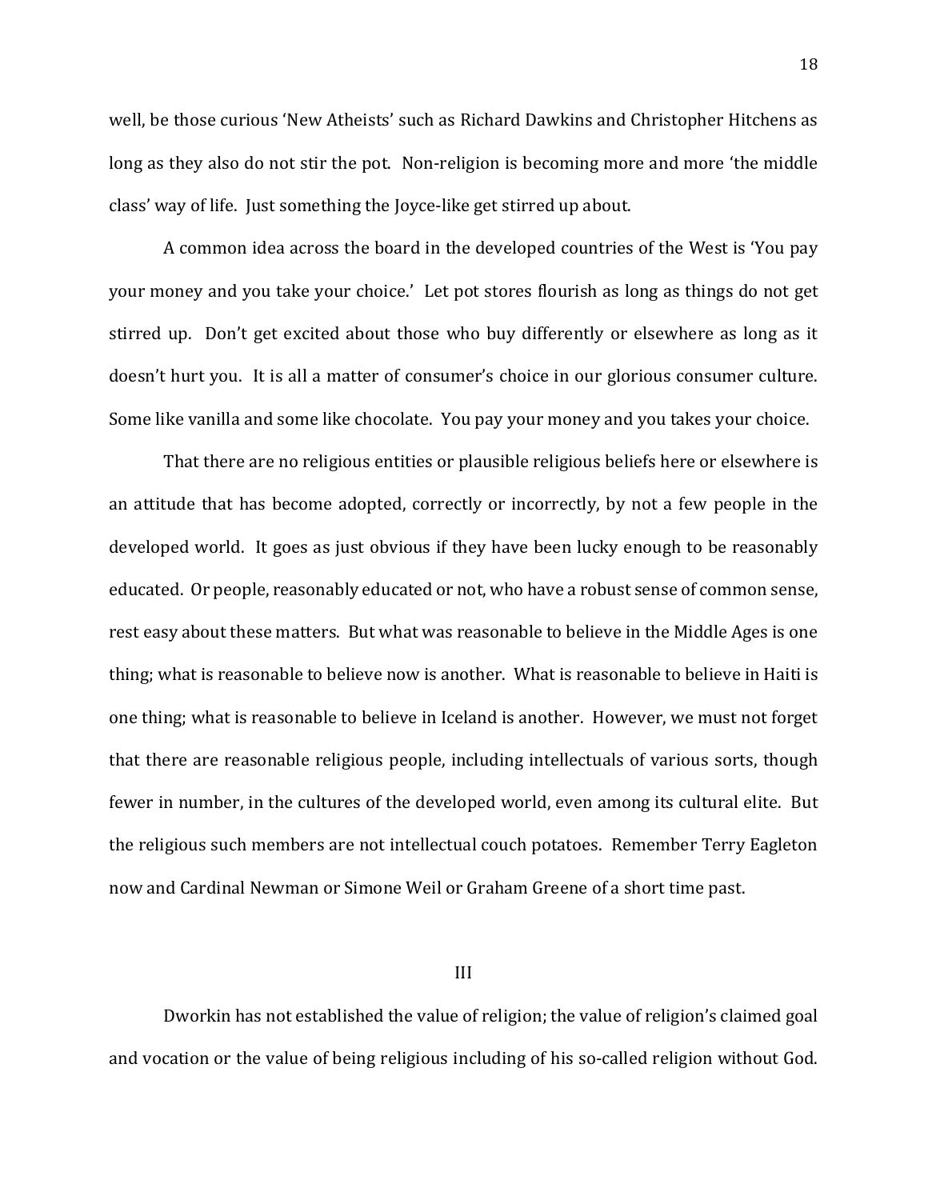well, be those curious 'New Atheists' such as Richard Dawkins and Christopher Hitchens as long as they also do not stir the pot. Non-religion is becoming more and more 'the middle class' way of life. Just something the Joyce-like get stirred up about.

A common idea across the board in the developed countries of the West is 'You pay your money and you take your choice.' Let pot stores flourish as long as things do not get stirred up. Don't get excited about those who buy differently or elsewhere as long as it doesn't hurt you. It is all a matter of consumer's choice in our glorious consumer culture. Some like vanilla and some like chocolate. You pay your money and you takes your choice.

That there are no religious entities or plausible religious beliefs here or elsewhere is an attitude that has become adopted, correctly or incorrectly, by not a few people in the developed world. It goes as just obvious if they have been lucky enough to be reasonably educated. Or people, reasonably educated or not, who have a robust sense of common sense, rest easy about these matters. But what was reasonable to believe in the Middle Ages is one thing; what is reasonable to believe now is another. What is reasonable to believe in Haiti is one thing; what is reasonable to believe in Iceland is another. However, we must not forget that there are reasonable religious people, including intellectuals of various sorts, though fewer in number, in the cultures of the developed world, even among its cultural elite. But the religious such members are not intellectual couch potatoes. Remember Terry Eagleton now and Cardinal Newman or Simone Weil or Graham Greene of a short time past.

## III

Dworkin has not established the value of religion; the value of religion's claimed goal and vocation or the value of being religious including of his so-called religion without God.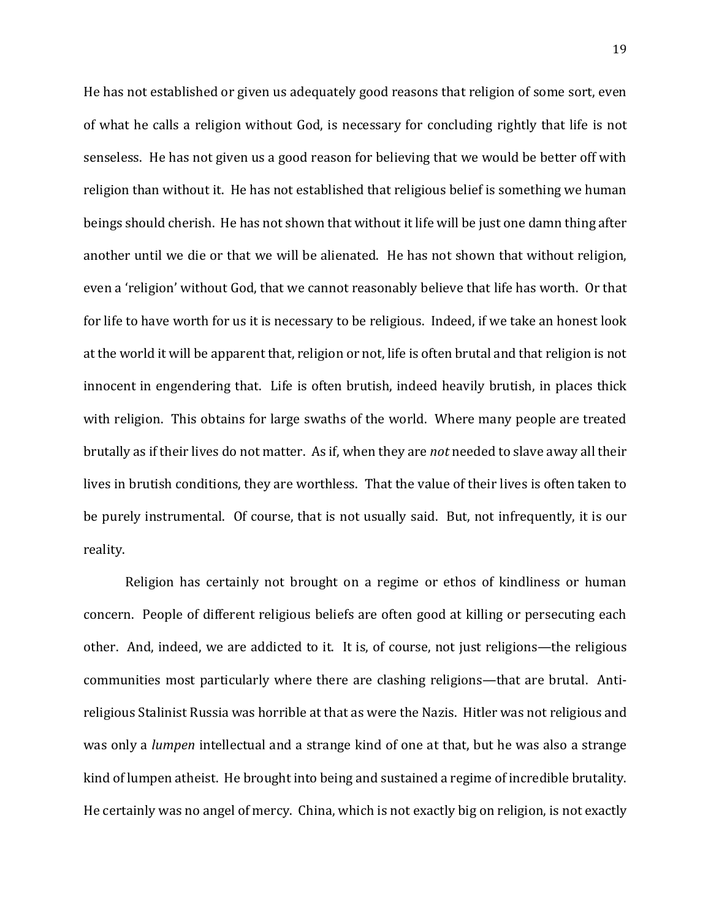He has not established or given us adequately good reasons that religion of some sort, even of what he calls a religion without God, is necessary for concluding rightly that life is not senseless. He has not given us a good reason for believing that we would be better off with religion than without it. He has not established that religious belief is something we human beings should cherish. He has not shown that without it life will be just one damn thing after another until we die or that we will be alienated. He has not shown that without religion, even a 'religion' without God, that we cannot reasonably believe that life has worth. Or that for life to have worth for us it is necessary to be religious. Indeed, if we take an honest look at the world it will be apparent that, religion or not, life is often brutal and that religion is not innocent in engendering that. Life is often brutish, indeed heavily brutish, in places thick with religion. This obtains for large swaths of the world. Where many people are treated brutally as if their lives do not matter. As if, when they are *not* needed to slave away all their lives in brutish conditions, they are worthless. That the value of their lives is often taken to be purely instrumental. Of course, that is not usually said. But, not infrequently, it is our reality.

Religion has certainly not brought on a regime or ethos of kindliness or human concern. People of different religious beliefs are often good at killing or persecuting each other. And, indeed, we are addicted to it. It is, of course, not just religions—the religious communities most particularly where there are clashing religions—that are brutal. Anti-religious Stalinist Russia was horrible at that as were the Nazis. Hitler was not religious and was only a *lumpen* intellectual and a strange kind of one at that, but he was also a strange kind of lumpen atheist. He brought into being and sustained a regime of incredible brutality. He certainly was no angel of mercy. China, which is not exactly big on religion, is not exactly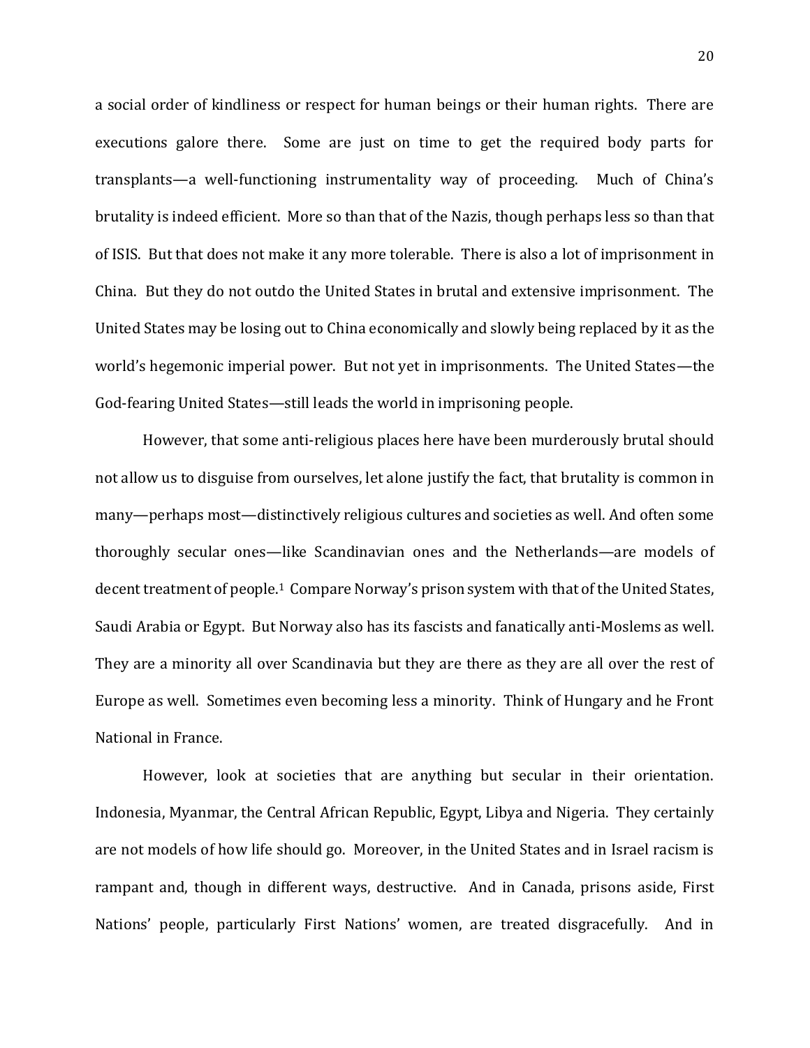a social order of kindliness or respect for human beings or their human rights. There are executions galore there. Some are just on time to get the required body parts for transplants—a well-functioning instrumentality way of proceeding. Much of China's brutality is indeed efficient. More so than that of the Nazis, though perhaps less so than that of ISIS. But that does not make it any more tolerable. There is also a lot of imprisonment in China. But they do not outdo the United States in brutal and extensive imprisonment. The United States may be losing out to China economically and slowly being replaced by it as the world's hegemonic imperial power. But not yet in imprisonments. The United States—the God-fearing United States—still leads the world in imprisoning people.

However, that some anti-religious places here have been murderously brutal should not allow us to disguise from ourselves, let alone justify the fact, that brutality is common in many—perhaps most—distinctively religious cultures and societies as well. And often some thoroughly secular ones—like Scandinavian ones and the Netherlands—are models of decent treatment of people.[1] Compare Norway's prison system with that of the United States, Saudi Arabia or Egypt. But Norway also has its fascists and fanatically anti-Moslems as well. They are a minority all over Scandinavia but they are there as they are all over the rest of Europe as well. Sometimes even becoming less a minority. Think of Hungary and he Front National in France.

However, look at societies that are anything but secular in their orientation. Indonesia, Myanmar, the Central African Republic, Egypt, Libya and Nigeria. They certainly are not models of how life should go. Moreover, in the United States and in Israel racism is rampant and, though in different ways, destructive. And in Canada, prisons aside, First Nations' people, particularly First Nations' women, are treated disgracefully. And in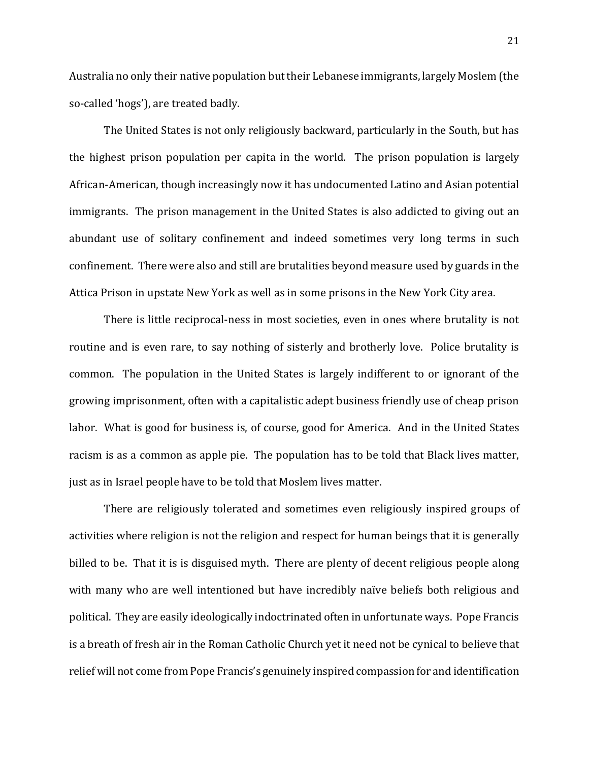Australia no only their native population but their Lebanese immigrants, largely Moslem (the so-called 'hogs'), are treated badly.

The United States is not only religiously backward, particularly in the South, but has the highest prison population per capita in the world. The prison population is largely African-American, though increasingly now it has undocumented Latino and Asian potential immigrants. The prison management in the United States is also addicted to giving out an abundant use of solitary confinement and indeed sometimes very long terms in such confinement. There were also and still are brutalities beyond measure used by guards in the Attica Prison in upstate New York as well as in some prisons in the New York City area.

There is little reciprocal-ness in most societies, even in ones where brutality is not routine and is even rare, to say nothing of sisterly and brotherly love. Police brutality is common. The population in the United States is largely indifferent to or ignorant of the growing imprisonment, often with a capitalistic adept business friendly use of cheap prison labor. What is good for business is, of course, good for America. And in the United States racism is as a common as apple pie. The population has to be told that Black lives matter, just as in Israel people have to be told that Moslem lives matter.

There are religiously tolerated and sometimes even religiously inspired groups of activities where religion is not the religion and respect for human beings that it is generally billed to be. That it is is disguised myth. There are plenty of decent religious people along with many who are well intentioned but have incredibly naïve beliefs both religious and political. They are easily ideologically indoctrinated often in unfortunate ways. Pope Francis is a breath of fresh air in the Roman Catholic Church yet it need not be cynical to believe that relief will not come from Pope Francis's genuinely inspired compassion for and identification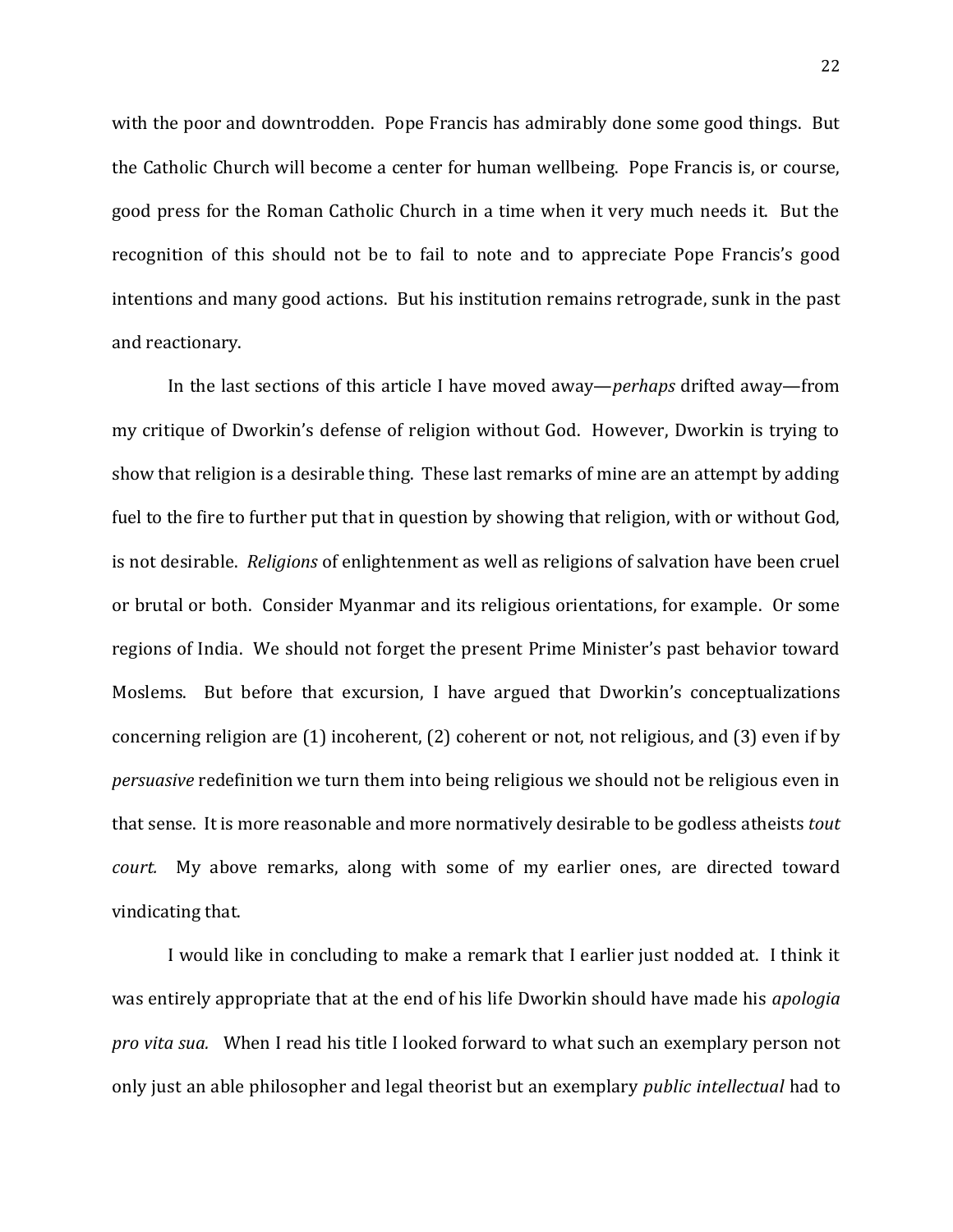with the poor and downtrodden. Pope Francis has admirably done some good things. But the Catholic Church will become a center for human wellbeing. Pope Francis is, or course, good press for the Roman Catholic Church in a time when it very much needs it. But the recognition of this should not be to fail to note and to appreciate Pope Francis's good intentions and many good actions. But his institution remains retrograde, sunk in the past and reactionary.

In the last sections of this article I have moved away—*perhaps* drifted away—from my critique of Dworkin's defense of religion without God. However, Dworkin is trying to show that religion is a desirable thing. These last remarks of mine are an attempt by adding fuel to the fire to further put that in question by showing that religion, with or without God, is not desirable. *Religions* of enlightenment as well as religions of salvation have been cruel or brutal or both. Consider Myanmar and its religious orientations, for example. Or some regions of India. We should not forget the present Prime Minister's past behavior toward Moslems. But before that excursion, I have argued that Dworkin's conceptualizations concerning religion are (1) incoherent, (2) coherent or not, not religious, and (3) even if by *persuasive* redefinition we turn them into being religious we should not be religious even in that sense. It is more reasonable and more normatively desirable to be godless atheists *tout court.* My above remarks, along with some of my earlier ones, are directed toward vindicating that.

I would like in concluding to make a remark that I earlier just nodded at. I think it was entirely appropriate that at the end of his life Dworkin should have made his *apologia pro vita sua.* When I read his title I looked forward to what such an exemplary person not only just an able philosopher and legal theorist but an exemplary *public intellectual* had to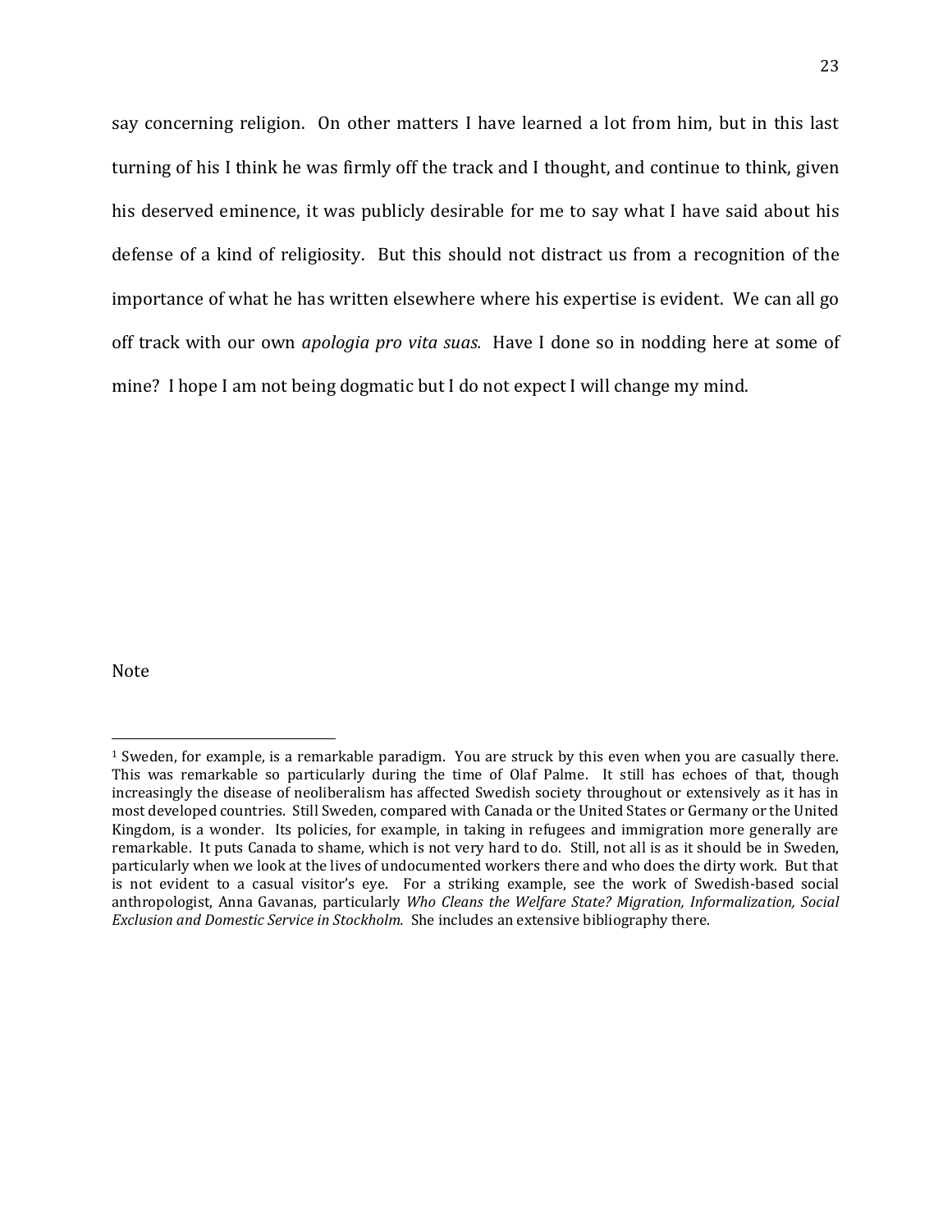say concerning religion. On other matters I have learned a lot from him, but in this last turning of his I think he was firmly off the track and I thought, and continue to think, given his deserved eminence, it was publicly desirable for me to say what I have said about his defense of a kind of religiosity. But this should not distract us from a recognition of the importance of what he has written elsewhere where his expertise is evident. We can all go off track with our own *apologia pro vita suas.* Have I done so in nodding here at some of mine? I hope I am not being dogmatic but I do not expect I will change my mind.

Note

[1] Sweden, for example, is a remarkable paradigm. You are struck by this even when you are casually there. This was remarkable so particularly during the time of Olaf Palme. It still has echoes of that, though increasingly the disease of neoliberalism has affected Swedish society throughout or extensively as it has in most developed countries. Still Sweden, compared with Canada or the United States or Germany or the United Kingdom, is a wonder. Its policies, for example, in taking in refugees and immigration more generally are remarkable. It puts Canada to shame, which is not very hard to do. Still, not all is as it should be in Sweden, particularly when we look at the lives of undocumented workers there and who does the dirty work. But that is not evident to a casual visitor's eye. For a striking example, see the work of Swedish-based social anthropologist, Anna Gavanas, particularly *Who Cleans the Welfare State? Migration, Informalization, Social Exclusion and Domestic Service in Stockholm.* She includes an extensive bibliography there.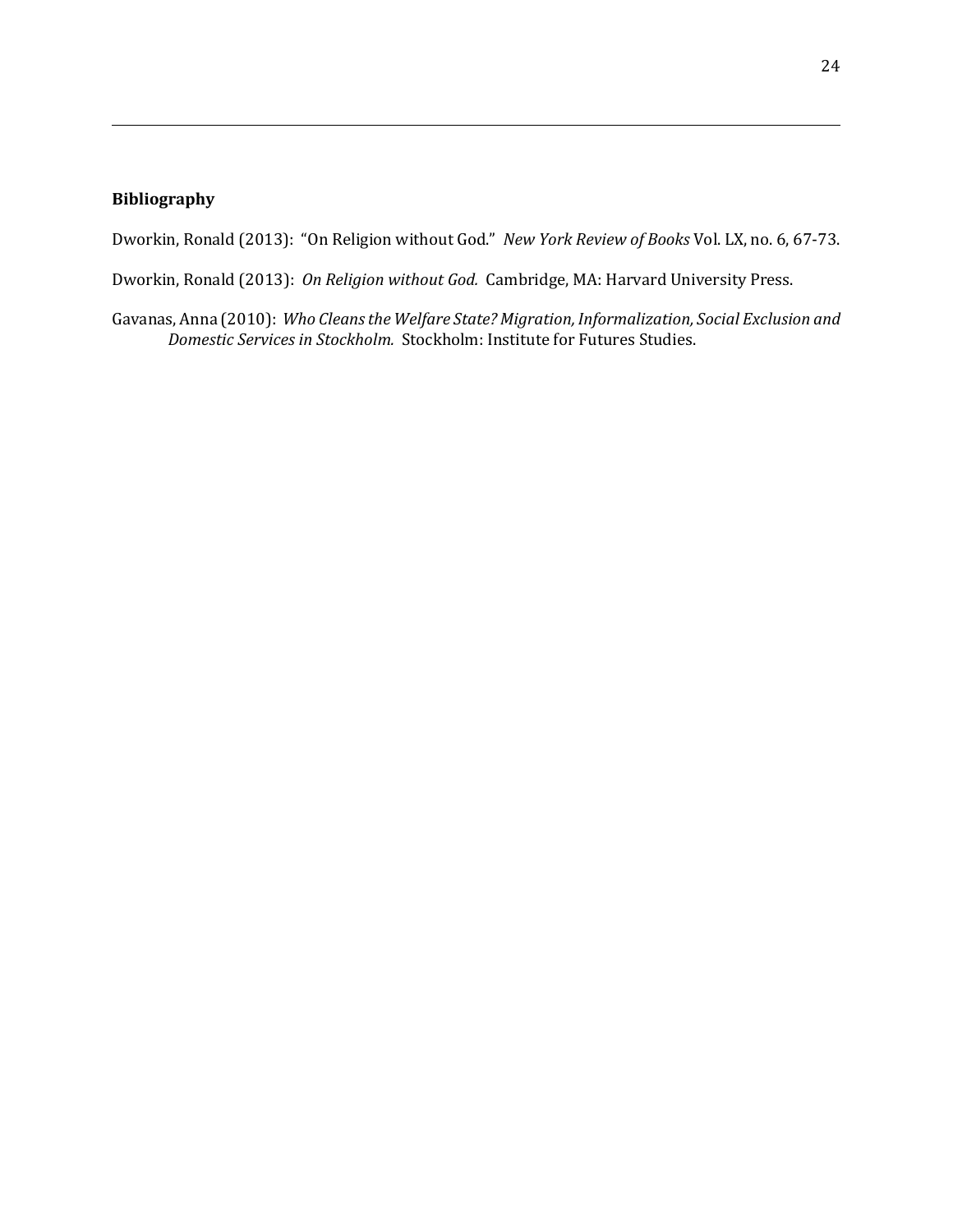**Bibliography**

Dworkin, Ronald (2013): "On Religion without God." *New York Review of Books* Vol. LX, no. 6, 67-73.

Dworkin, Ronald (2013): *On Religion without God.* Cambridge, MA: Harvard University Press.

Gavanas, Anna (2010): *Who Cleans the Welfare State? Migration, Informalization, Social Exclusion and Domestic Services in Stockholm.* Stockholm: Institute for Futures Studies.